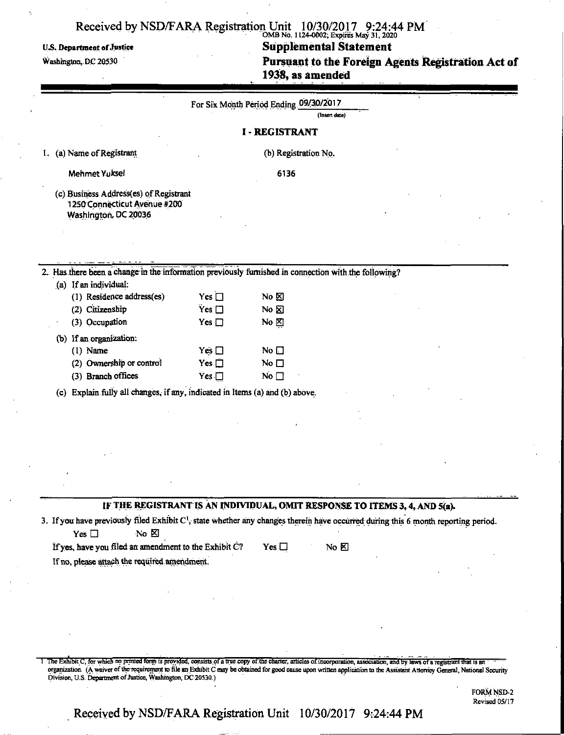OMB No. 1124-0002; Expires May 31, 2020

U.S. Department of Justice

Washington, DC 20530

# Supplemental Statement

# Pursuant to the Foreign Agents Registration Act of 1938, as amended

For Six Month Period Ending 09/30/2017
(Insert date)

## I - REGISTRANT

1. (a) Name of Registrant

   Mehmet Yuksel

   (b) Registration No.

   6136

   (c) Business Address(es) of Registrant
   1250 Connecticut Avenue #200
   Washington, DC 20036

2. Has there been a change in the information previously furnished in connection with the following?

   (a) If an individual:

   | | | |
   |---|---|---|
   | (1) Residence address(es) | Yes ☐ | No ☒ |
   | (2) Citizenship | Yes ☐ | No ☒ |
   | (3) Occupation | Yes ☐ | No ☒ |

   (b) If an organization:

   | | | |
   |---|---|---|
   | (1) Name | Yes ☐ | No ☐ |
   | (2) Ownership or control | Yes ☐ | No ☐ |
   | (3) Branch offices | Yes ☐ | No ☐ |

   (c) Explain fully all changes, if any, indicated in Items (a) and (b) above.

**IF THE REGISTRANT IS AN INDIVIDUAL, OMIT RESPONSE TO ITEMS 3, 4, AND 5(a).**

3. If you have previously filed Exhibit C[1], state whether any changes therein have occurred during this 6 month reporting period.

   Yes ☐ No ☒

   If yes, have you filed an amendment to the Exhibit C? Yes ☐ No ☒

   If no, please attach the required amendment.

[1] The Exhibit C, for which no printed form is provided, consists of a true copy of the charter, articles of incorporation, association, and by laws of a registrant that is an organization. (A waiver of the requirement to file an Exhibit C may be obtained for good cause upon written application to the Assistant Attorney General, National Security Division, U.S. Department of Justice, Washington, DC 20530.)

FORM NSD-2
Revised 05/17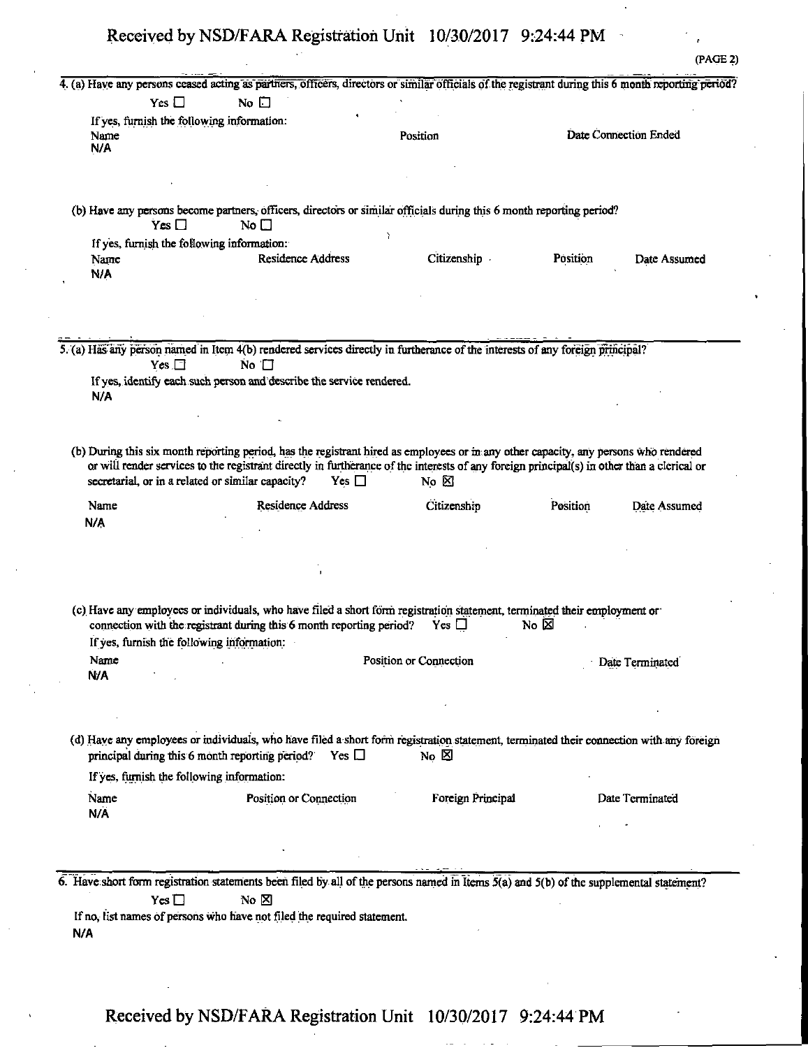(PAGE 2)

4. (a) Have any persons ceased acting as partners, officers, directors or similar officials of the registrant during this 6 month reporting period?

Yes ☐ No ☐

If yes, furnish the following information:

| Name | Position | Date Connection Ended |
|---|---|---|
| N/A | | |

(b) Have any persons become partners, officers, directors or similar officials during this 6 month reporting period?

Yes ☐ No ☐

If yes, furnish the following information:

| Name | Residence Address | Citizenship | Position | Date Assumed |
|---|---|---|---|---|
| N/A | | | | |

5. (a) Has any person named in Item 4(b) rendered services directly in furtherance of the interests of any foreign principal?

Yes ☐ No ☐

If yes, identify each such person and describe the service rendered.

N/A

(b) During this six month reporting period, has the registrant hired as employees or in any other capacity, any persons who rendered or will render services to the registrant directly in furtherance of the interests of any foreign principal(s) in other than a clerical or secretarial, or in a related or similar capacity? Yes ☐ No ☒

| Name | Residence Address | Citizenship | Position | Date Assumed |
|---|---|---|---|---|
| N/A | | | | |

(c) Have any employees or individuals, who have filed a short form registration statement, terminated their employment or connection with the registrant during this 6 month reporting period? Yes ☐ No ☒

If yes, furnish the following information:

| Name | Position or Connection | Date Terminated |
|---|---|---|
| N/A | | |

(d) Have any employees or individuals, who have filed a short form registration statement, terminated their connection with any foreign principal during this 6 month reporting period? Yes ☐ No ☒

If yes, furnish the following information:

| Name | Position or Connection | Foreign Principal | Date Terminated |
|---|---|---|---|
| N/A | | | |

6. Have short form registration statements been filed by all of the persons named in Items 5(a) and 5(b) of the supplemental statement?

Yes ☐ No ☒

If no, list names of persons who have not filed the required statement.

N/A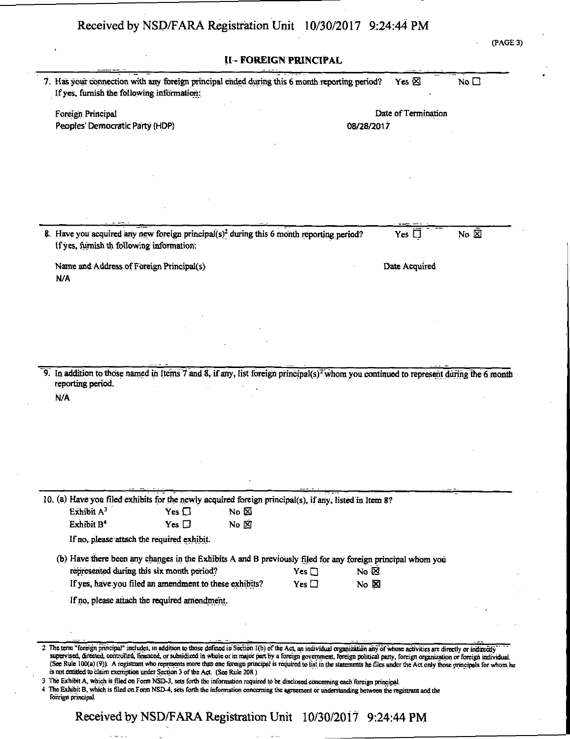## II - FOREIGN PRINCIPAL

7. Has your connection with any foreign principal ended during this 6 month reporting period? Yes ☒ No ☐
   If yes, furnish the following information:

| Foreign Principal | Date of Termination |
| --- | --- |
| Peoples' Democratic Party (HDP) | 08/28/2017 |

8. Have you acquired any new foreign principal(s)[2] during this 6 month reporting period? Yes ☐ No ☒
   If yes, furnish th following information:

| Name and Address of Foreign Principal(s) | Date Acquired |
| --- | --- |
| N/A | |

9. In addition to those named in Items 7 and 8, if any, list foreign principal(s)[2] whom you continued to represent during the 6 month reporting period.

   N/A

10. (a) Have you filed exhibits for the newly acquired foreign principal(s), if any, listed in Item 8?

   Exhibit A[3] Yes ☐ No ☒
   Exhibit B[4] Yes ☐ No ☒

   If no, please attach the required exhibit.

   (b) Have there been any changes in the Exhibits A and B previously filed for any foreign principal whom you represented during this six month period? Yes ☐ No ☒

   If yes, have you filed an amendment to these exhibits? Yes ☐ No ☒

   If no, please attach the required amendment.

---

2 The term "foreign principal" includes, in addition to those defined in Section 1(b) of the Act, an individual organization any of whose activities are directly or indirectly supervised, directed, controlled, financed, or subsidized in whole or in major part by a foreign government, foreign political party, foreign organization or foreign individual. (See Rule 100(a) (9)). A registrant who represents more than one foreign principal is required to list in the statements he files under the Act only those principals for whom he is not entitled to claim exemption under Section 3 of the Act. (See Rule 208.)

3 The Exhibit A, which is filed on Form NSD-3, sets forth the information required to be disclosed concerning each foreign principal.

4 The Exhibit B, which is filed on Form NSD-4, sets forth the information concerning the agreement or understanding between the registrant and the foreign principal.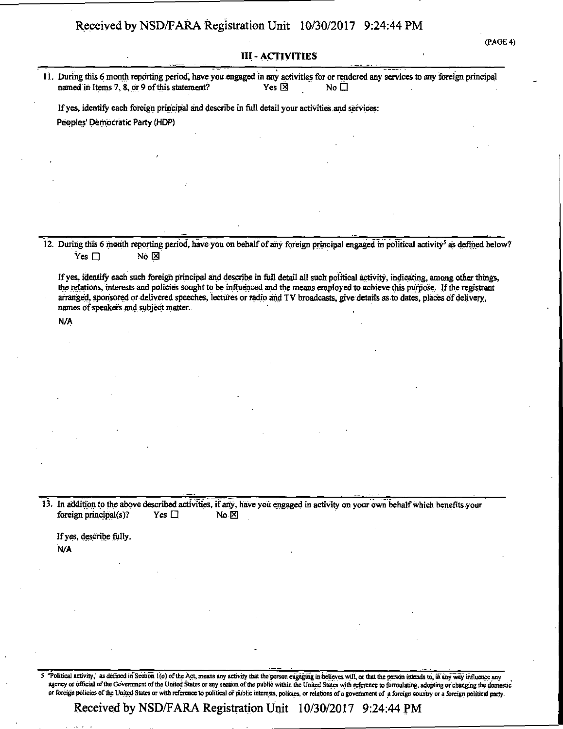(PAGE 4)

## III - ACTIVITIES

11. During this 6 month reporting period, have you engaged in any activities for or rendered any services to any foreign principal named in Items 7, 8, or 9 of this statement? Yes ☒ No ☐

    If yes, identify each foreign principal and describe in full detail your activities and services:

    Peoples' Democratic Party (HDP)

12. During this 6 month reporting period, have you on behalf of any foreign principal engaged in political activity[5] as defined below?
    Yes ☐ No ☒

    If yes, identify each such foreign principal and describe in full detail all such political activity, indicating, among other things, the relations, interests and policies sought to be influenced and the means employed to achieve this purpose. If the registrant arranged, sponsored or delivered speeches, lectures or radio and TV broadcasts, give details as to dates, places of delivery, names of speakers and subject matter.

    N/A

13. In addition to the above described activities, if any, have you engaged in activity on your own behalf which benefits your foreign principal(s)? Yes ☐ No ☒

    If yes, describe fully.

    N/A

---

5 "Political activity," as defined in Section 1(o) of the Act, means any activity that the person engaging in believes will, or that the person intends to, in any way influence any agency or official of the Government of the United States or any section of the public within the United States with reference to formulating, adopting or changing the domestic or foreign policies of the United States or with reference to political or public interests, policies, or relations of a government of a foreign country or a foreign political party.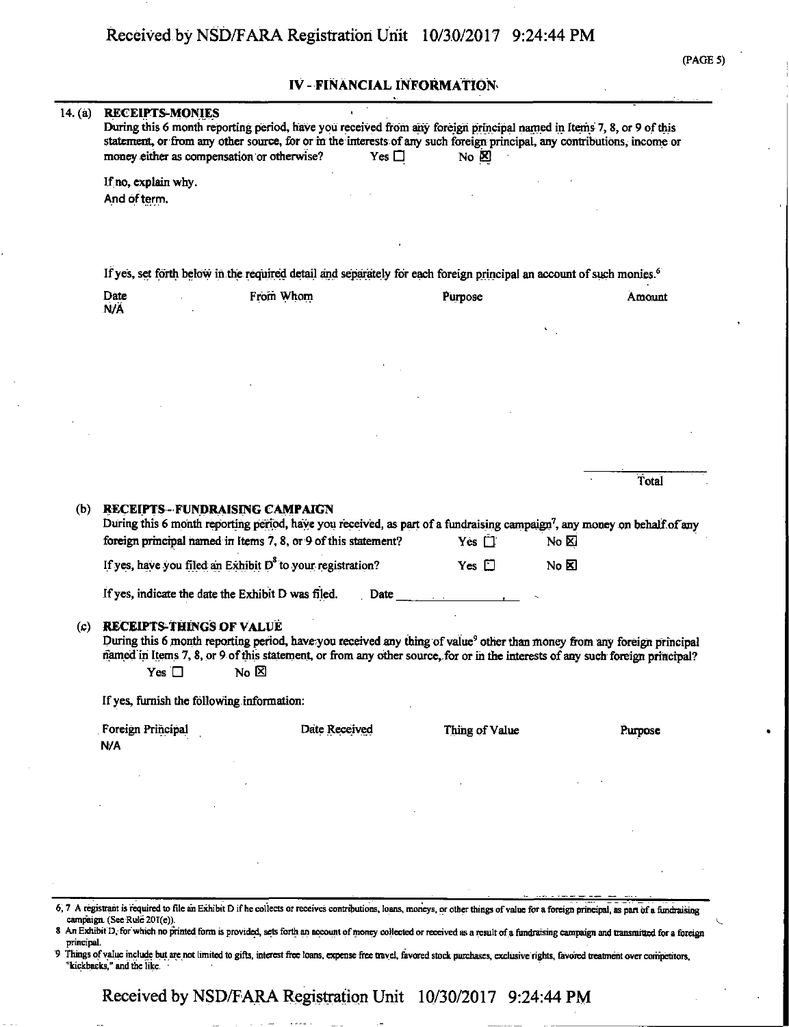## IV - FINANCIAL INFORMATION

14. (a) **RECEIPTS-MONIES**

During this 6 month reporting period, have you received from any foreign principal named in Items 7, 8, or 9 of this statement, or from any other source, for or in the interests of any such foreign principal, any contributions, income or money either as compensation or otherwise? Yes ☐ No ☒

If no, explain why.

And of term.

If yes, set forth below in the required detail and separately for each foreign principal an account of such monies.[6]

| Date | From Whom | Purpose | Amount |
|---|---|---|---|
| N/A | | | |
| | | | Total |

(b) **RECEIPTS - FUNDRAISING CAMPAIGN**

During this 6 month reporting period, have you received, as part of a fundraising campaign[7], any money on behalf of any foreign principal named in Items 7, 8, or 9 of this statement? Yes ☐ No ☒

If yes, have you filed an Exhibit D[8] to your registration? Yes ☐ No ☒

If yes, indicate the date the Exhibit D was filed. Date ____________

(c) **RECEIPTS-THINGS OF VALUE**

During this 6 month reporting period, have you received any thing of value[9] other than money from any foreign principal named in Items 7, 8, or 9 of this statement, or from any other source, for or in the interests of any such foreign principal? Yes ☐ No ☒

If yes, furnish the following information:

| Foreign Principal | Date Received | Thing of Value | Purpose |
|---|---|---|---|
| N/A | | | |

---

6, 7 A registrant is required to file an Exhibit D if he collects or receives contributions, loans, moneys, or other things of value for a foreign principal, as part of a fundraising campaign. (See Rule 201(e)).

8 An Exhibit D, for which no printed form is provided, sets forth an account of money collected or received as a result of a fundraising campaign and transmitted for a foreign principal.

9 Things of value include but are not limited to gifts, interest free loans, expense free travel, favored stock purchases, exclusive rights, favored treatment over competitors, "kickbacks," and the like.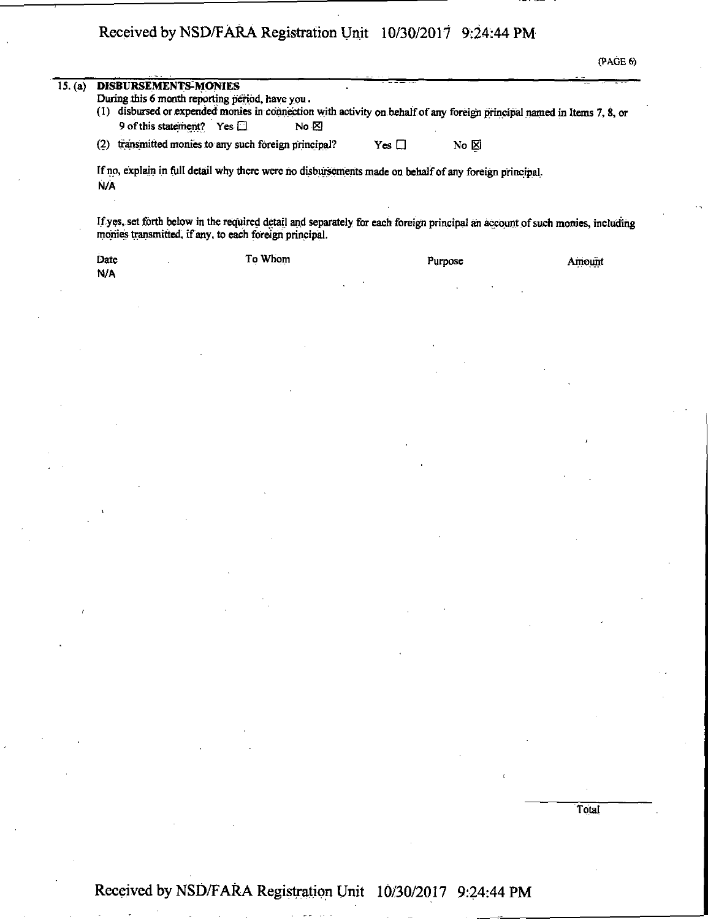(PAGE 6)

15. (a) **DISBURSEMENTS-MONIES**

During this 6 month reporting period, have you.

(1) disbursed or expended monies in connection with activity on behalf of any foreign principal named in Items 7, 8, or 9 of this statement? Yes ☐ No ☒

(2) transmitted monies to any such foreign principal? Yes ☐ No ☒

If no, explain in full detail why there were no disbursements made on behalf of any foreign principal.

N/A

If yes, set forth below in the required detail and separately for each foreign principal an account of such monies, including monies transmitted, if any, to each foreign principal.

| Date | To Whom | Purpose | Amount |
|---|---|---|---|
| N/A | | | |

Total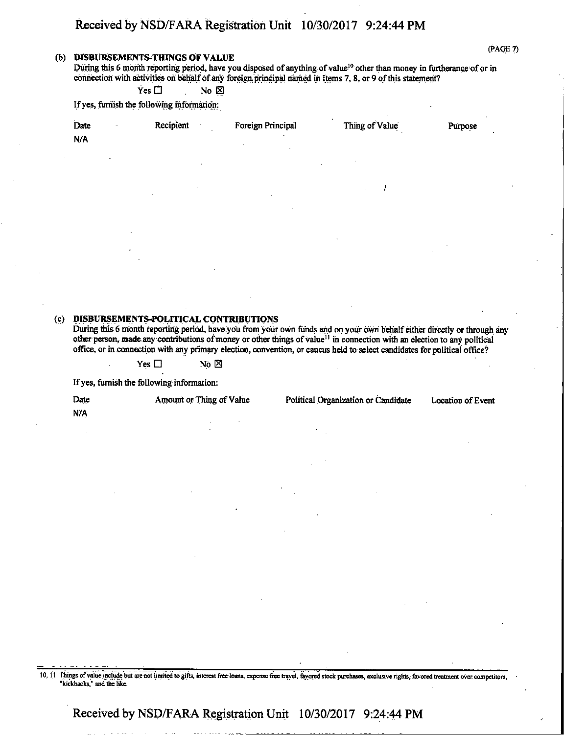### (b) DISBURSEMENTS-THINGS OF VALUE

During this 6 month reporting period, have you disposed of anything of value[10] other than money in furtherance of or in connection with activities on behalf of any foreign principal named in Items 7, 8, or 9 of this statement?

Yes ☐ No ☒

If yes, furnish the following information:

| Date | Recipient | Foreign Principal | Thing of Value | Purpose |
|---|---|---|---|---|
| N/A | | | | |

### (c) DISBURSEMENTS-POLITICAL CONTRIBUTIONS

During this 6 month reporting period, have you from your own funds and on your own behalf either directly or through any other person, made any contributions of money or other things of value[11] in connection with an election to any political office, or in connection with any primary election, convention, or caucus held to select candidates for political office?

Yes ☐ No ☒

If yes, furnish the following information:

| Date | Amount or Thing of Value | Political Organization or Candidate | Location of Event |
|---|---|---|---|
| N/A | | | |

---

10, 11 Things of value include but are not limited to gifts, interest free loans, expense free travel, favored stock purchases, exclusive rights, favored treatment over competitors, "kickbacks," and the like.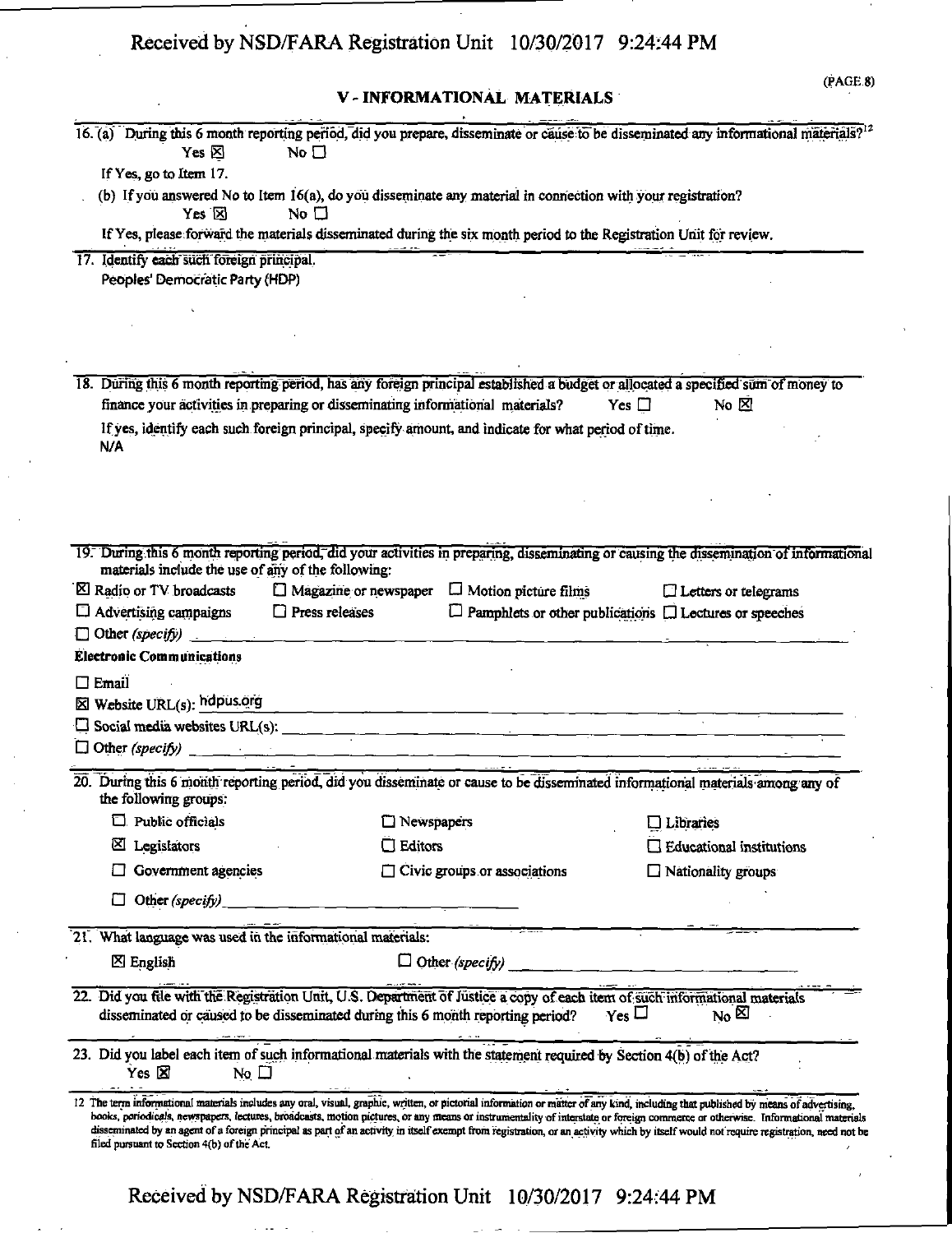(PAGE 8)

## V - INFORMATIONAL MATERIALS

16. (a) During this 6 month reporting period, did you prepare, disseminate or cause to be disseminated any informational materials?[12]

    Yes ☒ No ☐

    If Yes, go to Item 17.

    (b) If you answered No to Item 16(a), do you disseminate any material in connection with your registration?

    Yes ☒ No ☐

    If Yes, please forward the materials disseminated during the six month period to the Registration Unit for review.

17. Identify each such foreign principal.

    Peoples' Democratic Party (HDP)

18. During this 6 month reporting period, has any foreign principal established a budget or allocated a specified sum of money to finance your activities in preparing or disseminating informational materials? Yes ☐ No ☒

    If yes, identify each such foreign principal, specify amount, and indicate for what period of time.

    N/A

19. During this 6 month reporting period, did your activities in preparing, disseminating or causing the dissemination of informational materials include the use of any of the following:

    ☒ Radio or TV broadcasts ☐ Magazine or newspaper ☐ Motion picture films ☐ Letters or telegrams

    ☐ Advertising campaigns ☐ Press releases ☐ Pamphlets or other publications ☐ Lectures or speeches

    ☐ Other *(specify)*

    **Electronic Communications**

    ☐ Email

    ☒ Website URL(s): hdpus.org

    ☐ Social media websites URL(s):

    ☐ Other *(specify)*

20. During this 6 month reporting period, did you disseminate or cause to be disseminated informational materials among any of the following groups:

    ☐ Public officials ☐ Newspapers ☐ Libraries

    ☒ Legislators ☐ Editors ☐ Educational institutions

    ☐ Government agencies ☐ Civic groups or associations ☐ Nationality groups

    ☐ Other *(specify)*

21. What language was used in the informational materials:

    ☒ English ☐ Other *(specify)*

22. Did you file with the Registration Unit, U.S. Department of Justice a copy of each item of such informational materials disseminated or caused to be disseminated during this 6 month reporting period? Yes ☐ No ☒

23. Did you label each item of such informational materials with the statement required by Section 4(b) of the Act?

    Yes ☒ No ☐

12 The term informational materials includes any oral, visual, graphic, written, or pictorial information or matter of any kind, including that published by means of advertising, books, periodicals, newspapers, lectures, broadcasts, motion pictures, or any means or instrumentality of interstate or foreign commerce or otherwise. Informational materials disseminated by an agent of a foreign principal as part of an activity in itself exempt from registration, or an activity which by itself would not require registration, need not be filed pursuant to Section 4(b) of the Act.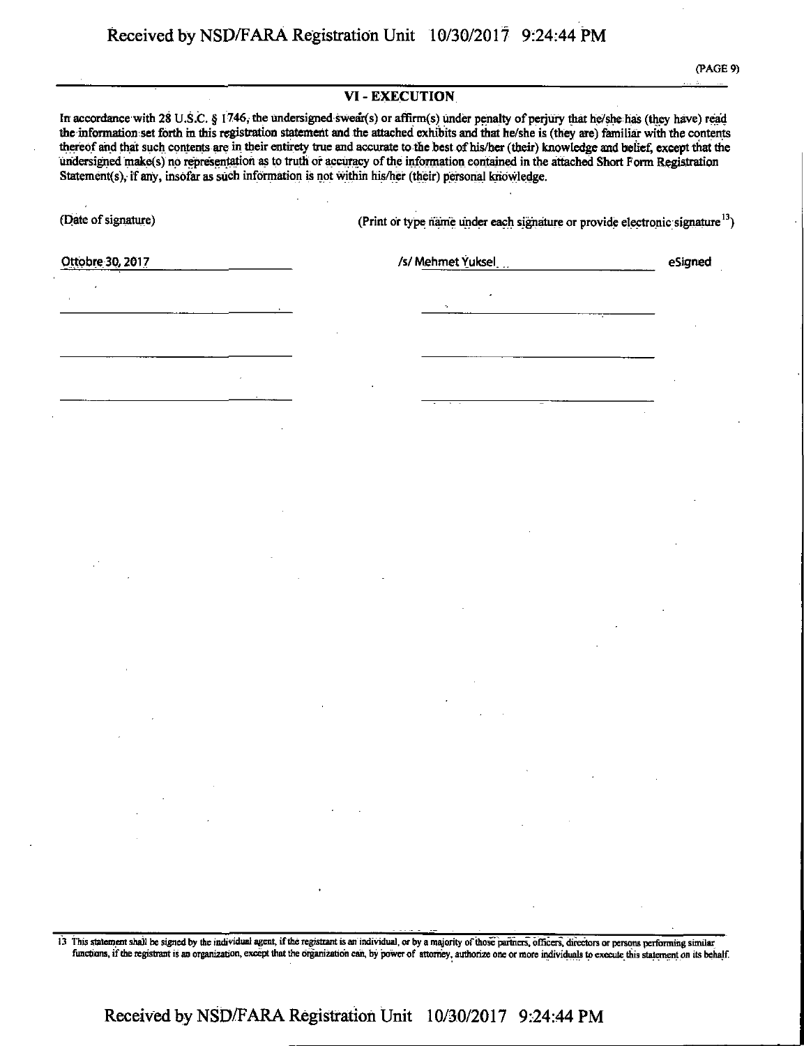## VI - EXECUTION

In accordance with 28 U.S.C. § 1746, the undersigned swear(s) or affirm(s) under penalty of perjury that he/she has (they have) read the information set forth in this registration statement and the attached exhibits and that he/she is (they are) familiar with the contents thereof and that such contents are in their entirety true and accurate to the best of his/her (their) knowledge and belief, except that the undersigned make(s) no representation as to truth or accuracy of the information contained in the attached Short Form Registration Statement(s), if any, insofar as such information is not within his/her (their) personal knowledge.

| (Date of signature) | (Print or type name under each signature or provide electronic signature[13]) | |
|---|---|---|
| Ottobre 30, 2017 | /s/ Mehmet Yuksel | eSigned |
| | | |
| | | |
| | | |

13 This statement shall be signed by the individual agent, if the registrant is an individual, or by a majority of those partners, officers, directors or persons performing similar functions, if the registrant is an organization, except that the organization can, by power of attorney, authorize one or more individuals to execute this statement on its behalf.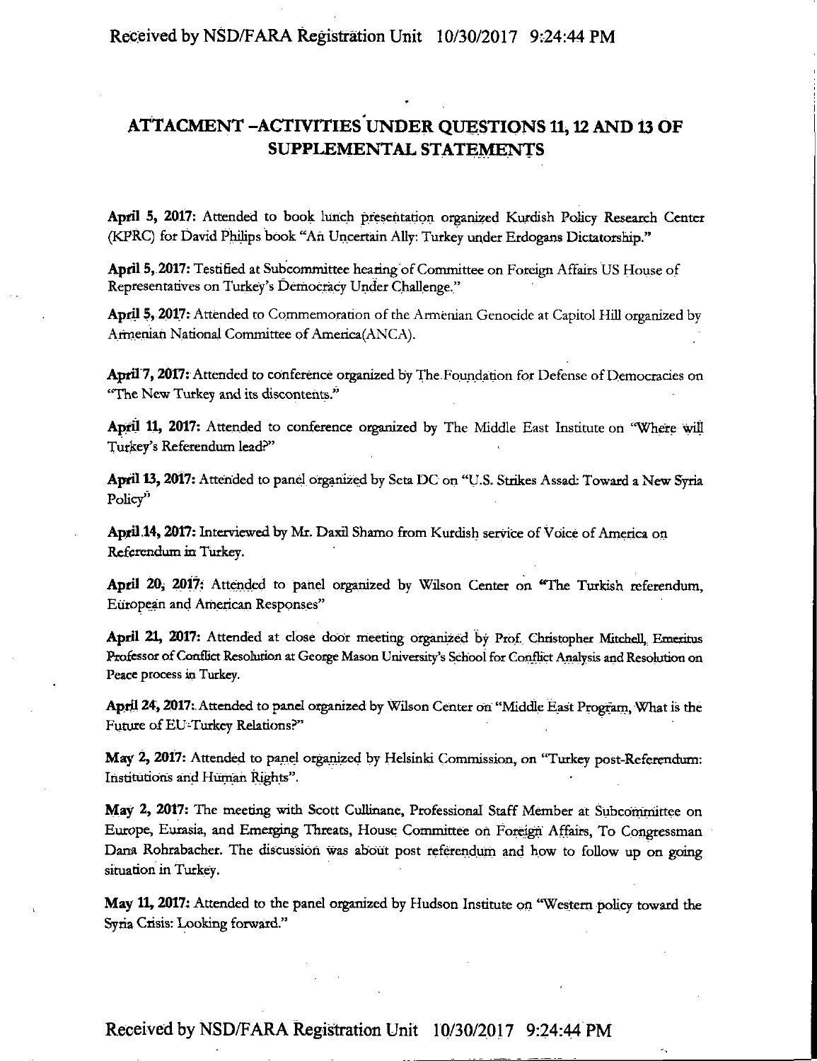## ATTACMENT –ACTIVITIES UNDER QUESTIONS 11, 12 AND 13 OF SUPPLEMENTAL STATEMENTS

**April 5, 2017:** Attended to book lunch presentation organized Kurdish Policy Research Center (KPRC) for David Philips book "An Uncertain Ally: Turkey under Erdogans Dictatorship."

**April 5, 2017:** Testified at Subcommittee hearing of Committee on Foreign Affairs US House of Representatives on Turkey's Democracy Under Challenge."

**April 5, 2017:** Attended to Commemoration of the Armenian Genocide at Capitol Hill organized by Armenian National Committee of America(ANCA).

**April 7, 2017:** Attended to conference organized by The Foundation for Defense of Democracies on "The New Turkey and its discontents."

**April 11, 2017:** Attended to conference organized by The Middle East Institute on "Where will Turkey's Referendum lead?"

**April 13, 2017:** Attended to panel organized by Seta DC on "U.S. Strikes Assad: Toward a New Syria Policy"

**April 14, 2017:** Interviewed by Mr. Daxil Shamo from Kurdish service of Voice of America on Referendum in Turkey.

**April 20, 2017:** Attended to panel organized by Wilson Center on "The Turkish referendum, European and American Responses"

**April 21, 2017:** Attended at close door meeting organized by Prof. Christopher Mitchell, Emeritus Professor of Conflict Resolution at George Mason University's School for Conflict Analysis and Resolution on Peace process in Turkey.

**April 24, 2017:** Attended to panel organized by Wilson Center on "Middle East Program, What is the Future of EU-Turkey Relations?"

**May 2, 2017:** Attended to panel organized by Helsinki Commission, on "Turkey post-Referendum: Institutions and Human Rights".

**May 2, 2017:** The meeting with Scott Cullinane, Professional Staff Member at Subcommittee on Europe, Eurasia, and Emerging Threats, House Committee on Foreign Affairs, To Congressman Dana Rohrabacher. The discussion was about post referendum and how to follow up on going situation in Turkey.

**May 11, 2017:** Attended to the panel organized by Hudson Institute on "Western policy toward the Syria Crisis: Looking forward."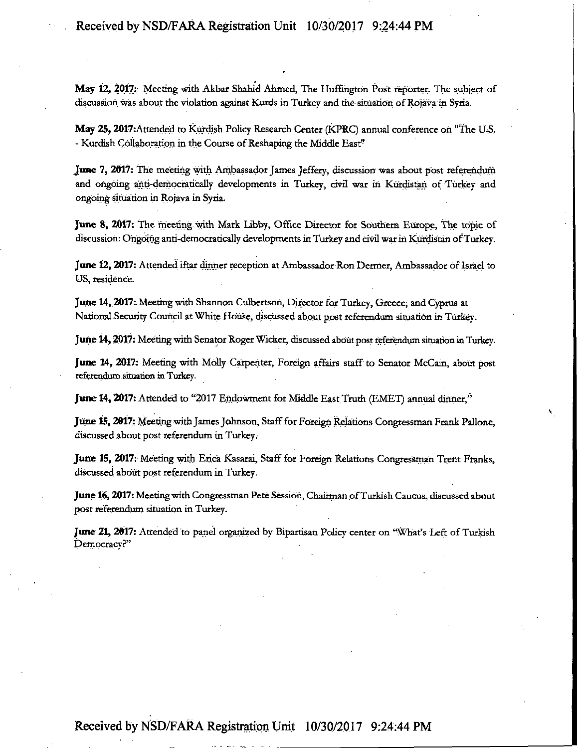**May 12, 2017:** Meeting with Akbar Shahid Ahmed, The Huffington Post reporter. The subject of discussion was about the violation against Kurds in Turkey and the situation of Rojava in Syria.

**May 25, 2017:** Attended to Kurdish Policy Research Center (KPRC) annual conference on "The U.S. - Kurdish Collaboration in the Course of Reshaping the Middle East"

**June 7, 2017:** The meeting with Ambassador James Jeffery, discussion was about post referendum and ongoing anti-democratically developments in Turkey, civil war in Kurdistan of Turkey and ongoing situation in Rojava in Syria.

**June 8, 2017:** The meeting with Mark Libby, Office Director for Southern Europe, The topic of discussion: Ongoing anti-democratically developments in Turkey and civil war in Kurdistan of Turkey.

**June 12, 2017:** Attended iftar dinner reception at Ambassador Ron Dermer, Ambassador of Israel to US, residence.

**June 14, 2017:** Meeting with Shannon Culbertson, Director for Turkey, Greece, and Cyprus at National Security Council at White House, discussed about post referendum situation in Turkey.

**June 14, 2017:** Meeting with Senator Roger Wicker, discussed about post referendum situation in Turkey.

**June 14, 2017:** Meeting with Molly Carpenter, Foreign affairs staff to Senator McCain, about post referendum situation in Turkey.

**June 14, 2017:** Attended to "2017 Endowment for Middle East Truth (EMET) annual dinner,"

**June 15, 2017:** Meeting with James Johnson, Staff for Foreign Relations Congressman Frank Pallone, discussed about post referendum in Turkey.

**June 15, 2017:** Meeting with Erica Kasarai, Staff for Foreign Relations Congressman Trent Franks, discussed about post referendum in Turkey.

**June 16, 2017:** Meeting with Congressman Pete Session, Chairman of Turkish Caucus, discussed about post referendum situation in Turkey.

**June 21, 2017:** Attended to panel organized by Bipartisan Policy center on "What's Left of Turkish Democracy?"